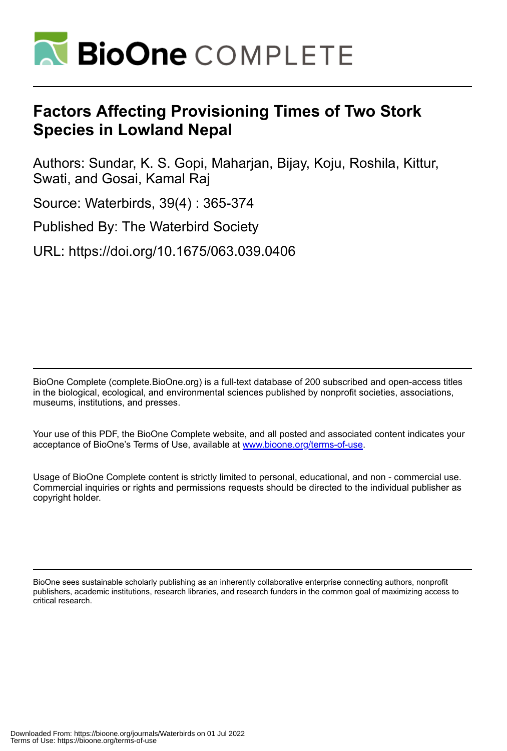# Factors Affecting Provisioning Times of Two Stork Species in Lowland Nepal

Authors: Sundar, K. S. Gopi, Maharjan, Bijay, Koju, Roshila, Kittur, Swati, and Gosai, Kamal Raj

Source: Waterbirds, 39(4) : 365-374

Published By: The Waterbird Society

URL: https://doi.org/10.1675/063.039.0406

BioOne Complete (complete.BioOne.org) is a full-text database of 200 subscribed and open-access titles in the biological, ecological, and environmental sciences published by nonprofit societies, associations, museums, institutions, and presses.

Your use of this PDF, the BioOne Complete website, and all posted and associated content indicates your acceptance of BioOne's Terms of Use, available at www.bioone.org/terms-of-use.

Usage of BioOne Complete content is strictly limited to personal, educational, and non - commercial use. Commercial inquiries or rights and permissions requests should be directed to the individual publisher as copyright holder.

BioOne sees sustainable scholarly publishing as an inherently collaborative enterprise connecting authors, nonprofit publishers, academic institutions, research libraries, and research funders in the common goal of maximizing access to critical research.

Downloaded From: https://bioone.org/journals/Waterbirds on 01 Jul 2022
Terms of Use: https://bioone.org/terms-of-use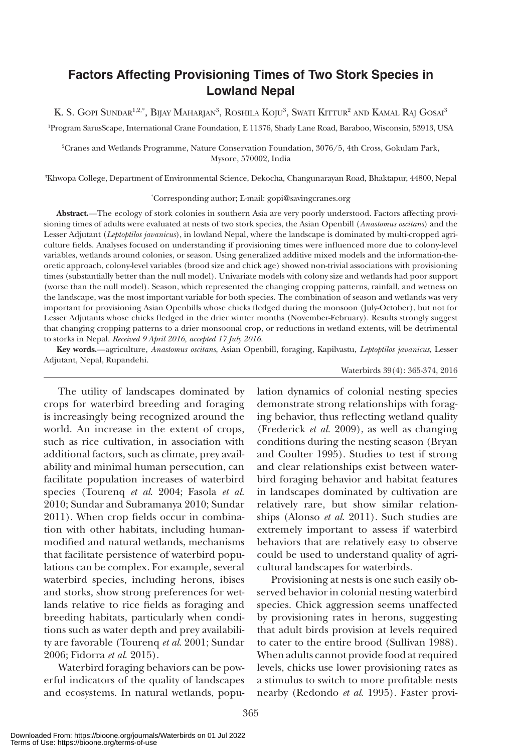# Factors Affecting Provisioning Times of Two Stork Species in Lowland Nepal

K. S. Gopi Sundar[1,2,*], Bijay Maharjan[3], Roshila Koju[3], Swati Kittur[2] and Kamal Raj Gosai[3]

[1]Program SarusScape, International Crane Foundation, E 11376, Shady Lane Road, Baraboo, Wisconsin, 53913, USA

[2]Cranes and Wetlands Programme, Nature Conservation Foundation, 3076/5, 4th Cross, Gokulam Park, Mysore, 570002, India

[3]Khwopa College, Department of Environmental Science, Dekocha, Changunarayan Road, Bhaktapur, 44800, Nepal

[*]Corresponding author; E-mail: gopi@savingcranes.org

**Abstract.**—The ecology of stork colonies in southern Asia are very poorly understood. Factors affecting provisioning times of adults were evaluated at nests of two stork species, the Asian Openbill (*Anastomus oscitans*) and the Lesser Adjutant (*Leptoptilos javanicus*), in lowland Nepal, where the landscape is dominated by multi-cropped agriculture fields. Analyses focused on understanding if provisioning times were influenced more due to colony-level variables, wetlands around colonies, or season. Using generalized additive mixed models and the information-theoretic approach, colony-level variables (brood size and chick age) showed non-trivial associations with provisioning times (substantially better than the null model). Univariate models with colony size and wetlands had poor support (worse than the null model). Season, which represented the changing cropping patterns, rainfall, and wetness on the landscape, was the most important variable for both species. The combination of season and wetlands was very important for provisioning Asian Openbills whose chicks fledged during the monsoon (July-October), but not for Lesser Adjutants whose chicks fledged in the drier winter months (November-February). Results strongly suggest that changing cropping patterns to a drier monsoonal crop, or reductions in wetland extents, will be detrimental to storks in Nepal. *Received 9 April 2016, accepted 17 July 2016.*

**Key words.**—agriculture, *Anastomus oscitans*, Asian Openbill, foraging, Kapilvastu, *Leptoptilos javanicus*, Lesser Adjutant, Nepal, Rupandehi.

Waterbirds 39(4): 365-374, 2016

The utility of landscapes dominated by crops for waterbird breeding and foraging is increasingly being recognized around the world. An increase in the extent of crops, such as rice cultivation, in association with additional factors, such as climate, prey availability and minimal human persecution, can facilitate population increases of waterbird species (Tourenq *et al*. 2004; Fasola *et al*. 2010; Sundar and Subramanya 2010; Sundar 2011). When crop fields occur in combination with other habitats, including human-modified and natural wetlands, mechanisms that facilitate persistence of waterbird populations can be complex. For example, several waterbird species, including herons, ibises and storks, show strong preferences for wetlands relative to rice fields as foraging and breeding habitats, particularly when conditions such as water depth and prey availability are favorable (Tourenq *et al*. 2001; Sundar 2006; Fidorra *et al*. 2015).

Waterbird foraging behaviors can be powerful indicators of the quality of landscapes and ecosystems. In natural wetlands, population dynamics of colonial nesting species demonstrate strong relationships with foraging behavior, thus reflecting wetland quality (Frederick *et al*. 2009), as well as changing conditions during the nesting season (Bryan and Coulter 1995). Studies to test if strong and clear relationships exist between waterbird foraging behavior and habitat features in landscapes dominated by cultivation are relatively rare, but show similar relationships (Alonso *et al*. 2011). Such studies are extremely important to assess if waterbird behaviors that are relatively easy to observe could be used to understand quality of agricultural landscapes for waterbirds.

Provisioning at nests is one such easily observed behavior in colonial nesting waterbird species. Chick aggression seems unaffected by provisioning rates in herons, suggesting that adult birds provision at levels required to cater to the entire brood (Sullivan 1988). When adults cannot provide food at required levels, chicks use lower provisioning rates as a stimulus to switch to more profitable nests nearby (Redondo *et al*. 1995). Faster provi-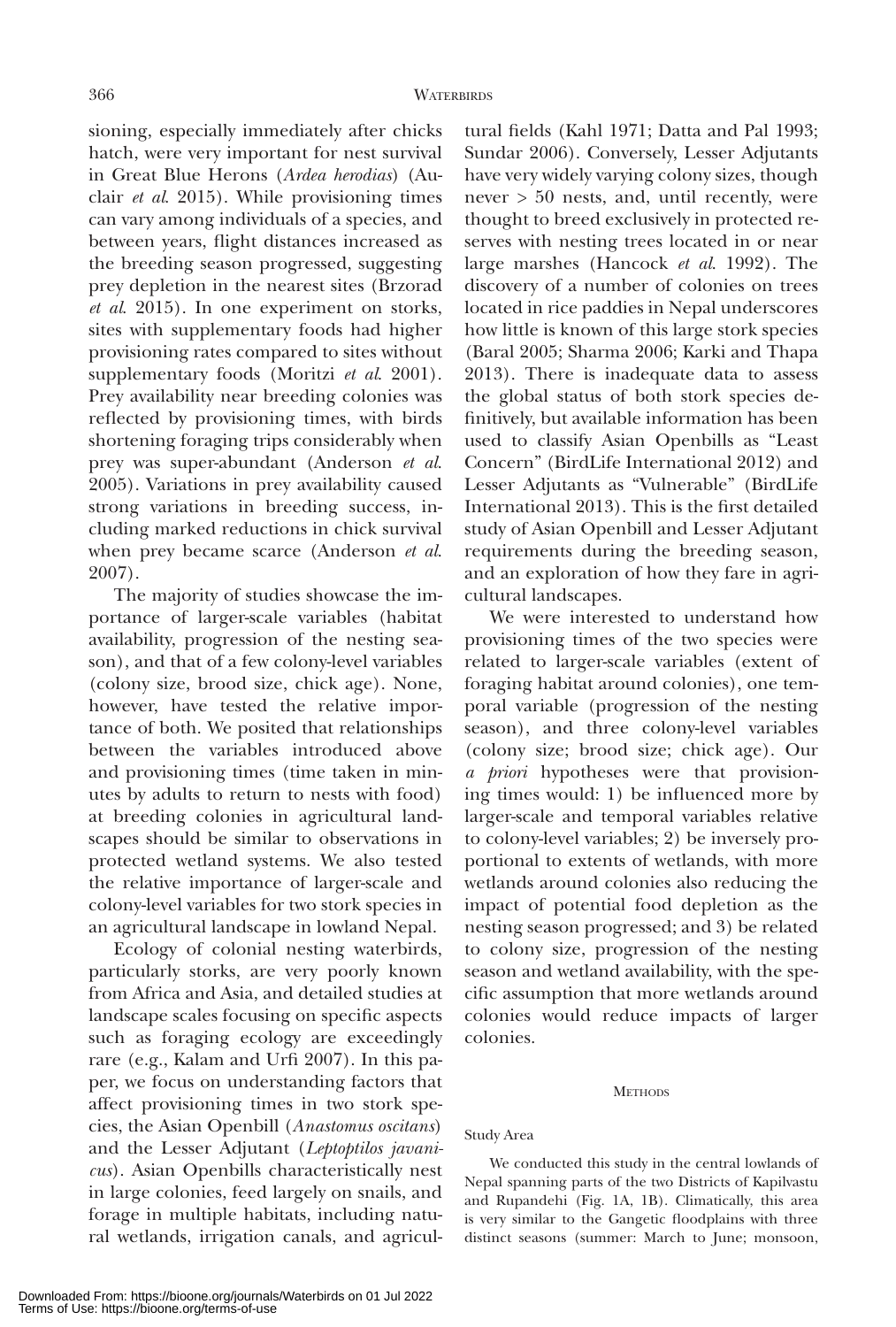sioning, especially immediately after chicks hatch, were very important for nest survival in Great Blue Herons (*Ardea herodias*) (Auclair *et al.* 2015). While provisioning times can vary among individuals of a species, and between years, flight distances increased as the breeding season progressed, suggesting prey depletion in the nearest sites (Brzorad *et al.* 2015). In one experiment on storks, sites with supplementary foods had higher provisioning rates compared to sites without supplementary foods (Moritzi *et al.* 2001). Prey availability near breeding colonies was reflected by provisioning times, with birds shortening foraging trips considerably when prey was super-abundant (Anderson *et al.* 2005). Variations in prey availability caused strong variations in breeding success, including marked reductions in chick survival when prey became scarce (Anderson *et al.* 2007).

The majority of studies showcase the importance of larger-scale variables (habitat availability, progression of the nesting season), and that of a few colony-level variables (colony size, brood size, chick age). None, however, have tested the relative importance of both. We posited that relationships between the variables introduced above and provisioning times (time taken in minutes by adults to return to nests with food) at breeding colonies in agricultural landscapes should be similar to observations in protected wetland systems. We also tested the relative importance of larger-scale and colony-level variables for two stork species in an agricultural landscape in lowland Nepal.

Ecology of colonial nesting waterbirds, particularly storks, are very poorly known from Africa and Asia, and detailed studies at landscape scales focusing on specific aspects such as foraging ecology are exceedingly rare (e.g., Kalam and Urfi 2007). In this paper, we focus on understanding factors that affect provisioning times in two stork species, the Asian Openbill (*Anastomus oscitans*) and the Lesser Adjutant (*Leptoptilos javanicus*). Asian Openbills characteristically nest in large colonies, feed largely on snails, and forage in multiple habitats, including natural wetlands, irrigation canals, and agricultural fields (Kahl 1971; Datta and Pal 1993; Sundar 2006). Conversely, Lesser Adjutants have very widely varying colony sizes, though never > 50 nests, and, until recently, were thought to breed exclusively in protected reserves with nesting trees located in or near large marshes (Hancock *et al.* 1992). The discovery of a number of colonies on trees located in rice paddies in Nepal underscores how little is known of this large stork species (Baral 2005; Sharma 2006; Karki and Thapa 2013). There is inadequate data to assess the global status of both stork species definitively, but available information has been used to classify Asian Openbills as "Least Concern" (BirdLife International 2012) and Lesser Adjutants as "Vulnerable" (BirdLife International 2013). This is the first detailed study of Asian Openbill and Lesser Adjutant requirements during the breeding season, and an exploration of how they fare in agricultural landscapes.

We were interested to understand how provisioning times of the two species were related to larger-scale variables (extent of foraging habitat around colonies), one temporal variable (progression of the nesting season), and three colony-level variables (colony size; brood size; chick age). Our *a priori* hypotheses were that provisioning times would: 1) be influenced more by larger-scale and temporal variables relative to colony-level variables; 2) be inversely proportional to extents of wetlands, with more wetlands around colonies also reducing the impact of potential food depletion as the nesting season progressed; and 3) be related to colony size, progression of the nesting season and wetland availability, with the specific assumption that more wetlands around colonies would reduce impacts of larger colonies.

## Methods

### Study Area

We conducted this study in the central lowlands of Nepal spanning parts of the two Districts of Kapilvastu and Rupandehi (Fig. 1A, 1B). Climatically, this area is very similar to the Gangetic floodplains with three distinct seasons (summer: March to June; monsoon,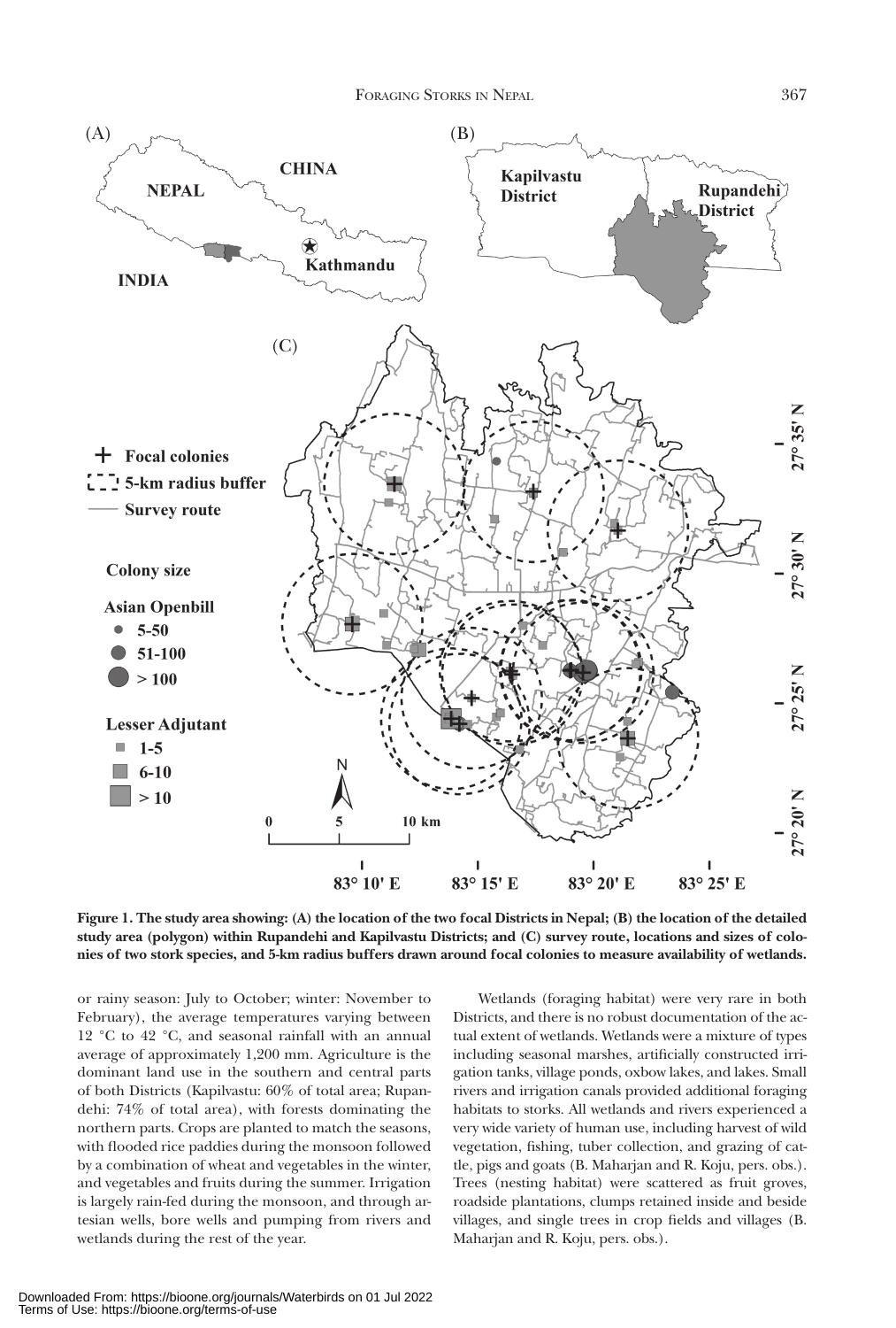**Figure 1. The study area showing: (A) the location of the two focal Districts in Nepal; (B) the location of the detailed study area (polygon) within Rupandehi and Kapilvastu Districts; and (C) survey route, locations and sizes of colonies of two stork species, and 5-km radius buffers drawn around focal colonies to measure availability of wetlands.**

or rainy season: July to October; winter: November to February), the average temperatures varying between 12 °C to 42 °C, and seasonal rainfall with an annual average of approximately 1,200 mm. Agriculture is the dominant land use in the southern and central parts of both Districts (Kapilvastu: 60% of total area; Rupandehi: 74% of total area), with forests dominating the northern parts. Crops are planted to match the seasons, with flooded rice paddies during the monsoon followed by a combination of wheat and vegetables in the winter, and vegetables and fruits during the summer. Irrigation is largely rain-fed during the monsoon, and through artesian wells, bore wells and pumping from rivers and wetlands during the rest of the year.

Wetlands (foraging habitat) were very rare in both Districts, and there is no robust documentation of the actual extent of wetlands. Wetlands were a mixture of types including seasonal marshes, artificially constructed irrigation tanks, village ponds, oxbow lakes, and lakes. Small rivers and irrigation canals provided additional foraging habitats to storks. All wetlands and rivers experienced a very wide variety of human use, including harvest of wild vegetation, fishing, tuber collection, and grazing of cattle, pigs and goats (B. Maharjan and R. Koju, pers. obs.). Trees (nesting habitat) were scattered as fruit groves, roadside plantations, clumps retained inside and beside villages, and single trees in crop fields and villages (B. Maharjan and R. Koju, pers. obs.).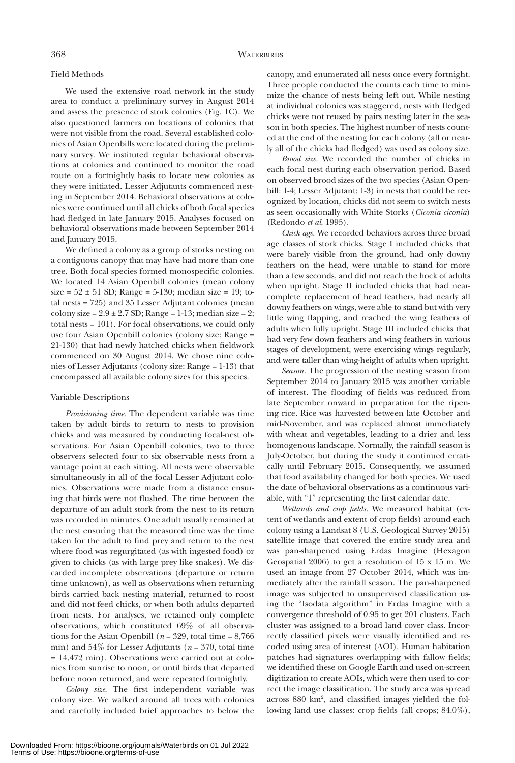### Field Methods

We used the extensive road network in the study area to conduct a preliminary survey in August 2014 and assess the presence of stork colonies (Fig. 1C). We also questioned farmers on locations of colonies that were not visible from the road. Several established colonies of Asian Openbills were located during the preliminary survey. We instituted regular behavioral observations at colonies and continued to monitor the road route on a fortnightly basis to locate new colonies as they were initiated. Lesser Adjutants commenced nesting in September 2014. Behavioral observations at colonies were continued until all chicks of both focal species had fledged in late January 2015. Analyses focused on behavioral observations made between September 2014 and January 2015.

We defined a colony as a group of storks nesting on a contiguous canopy that may have had more than one tree. Both focal species formed monospecific colonies. We located 14 Asian Openbill colonies (mean colony size = 52 ± 51 SD; Range = 5-130; median size = 19; total nests = 725) and 35 Lesser Adjutant colonies (mean colony size = 2.9 ± 2.7 SD; Range = 1-13; median size = 2; total nests = 101). For focal observations, we could only use four Asian Openbill colonies (colony size: Range = 21-130) that had newly hatched chicks when fieldwork commenced on 30 August 2014. We chose nine colonies of Lesser Adjutants (colony size: Range = 1-13) that encompassed all available colony sizes for this species.

### Variable Descriptions

*Provisioning time.* The dependent variable was time taken by adult birds to return to nests to provision chicks and was measured by conducting focal-nest observations. For Asian Openbill colonies, two to three observers selected four to six observable nests from a vantage point at each sitting. All nests were observable simultaneously in all of the focal Lesser Adjutant colonies. Observations were made from a distance ensuring that birds were not flushed. The time between the departure of an adult stork from the nest to its return was recorded in minutes. One adult usually remained at the nest ensuring that the measured time was the time taken for the adult to find prey and return to the nest where food was regurgitated (as with ingested food) or given to chicks (as with large prey like snakes). We discarded incomplete observations (departure or return time unknown), as well as observations when returning birds carried back nesting material, returned to roost and did not feed chicks, or when both adults departed from nests. For analyses, we retained only complete observations, which constituted 69% of all observations for the Asian Openbill ($n$ = 329, total time = 8,766 min) and 54% for Lesser Adjutants ($n$ = 370, total time = 14,472 min). Observations were carried out at colonies from sunrise to noon, or until birds that departed before noon returned, and were repeated fortnightly.

*Colony size.* The first independent variable was colony size. We walked around all trees with colonies and carefully included brief approaches to below the canopy, and enumerated all nests once every fortnight. Three people conducted the counts each time to minimize the chance of nests being left out. While nesting at individual colonies was staggered, nests with fledged chicks were not reused by pairs nesting later in the season in both species. The highest number of nests counted at the end of the nesting for each colony (all or nearly all of the chicks had fledged) was used as colony size.

*Brood size.* We recorded the number of chicks in each focal nest during each observation period. Based on observed brood sizes of the two species (Asian Openbill: 1-4; Lesser Adjutant: 1-3) in nests that could be recognized by location, chicks did not seem to switch nests as seen occasionally with White Storks (*Ciconia ciconia*) (Redondo *et al*. 1995).

*Chick age.* We recorded behaviors across three broad age classes of stork chicks. Stage I included chicks that were barely visible from the ground, had only downy feathers on the head, were unable to stand for more than a few seconds, and did not reach the hock of adults when upright. Stage II included chicks that had near-complete replacement of head feathers, had nearly all downy feathers on wings, were able to stand but with very little wing flapping, and reached the wing feathers of adults when fully upright. Stage III included chicks that had very few down feathers and wing feathers in various stages of development, were exercising wings regularly, and were taller than wing-height of adults when upright.

*Season.* The progression of the nesting season from September 2014 to January 2015 was another variable of interest. The flooding of fields was reduced from late September onward in preparation for the ripening rice. Rice was harvested between late October and mid-November, and was replaced almost immediately with wheat and vegetables, leading to a drier and less homogenous landscape. Normally, the rainfall season is July-October, but during the study it continued erratically until February 2015. Consequently, we assumed that food availability changed for both species. We used the date of behavioral observations as a continuous variable, with "1" representing the first calendar date.

*Wetlands and crop fields.* We measured habitat (extent of wetlands and extent of crop fields) around each colony using a Landsat 8 (U.S. Geological Survey 2015) satellite image that covered the entire study area and was pan-sharpened using Erdas Imagine (Hexagon Geospatial 2006) to get a resolution of 15 x 15 m. We used an image from 27 October 2014, which was immediately after the rainfall season. The pan-sharpened image was subjected to unsupervised classification using the "Isodata algorithm" in Erdas Imagine with a convergence threshold of 0.95 to get 201 clusters. Each cluster was assigned to a broad land cover class. Incorrectly classified pixels were visually identified and recoded using area of interest (AOI). Human habitation patches had signatures overlapping with fallow fields; we identified these on Google Earth and used on-screen digitization to create AOIs, which were then used to correct the image classification. The study area was spread across 880 km$^2$, and classified images yielded the following land use classes: crop fields (all crops; 84.0%),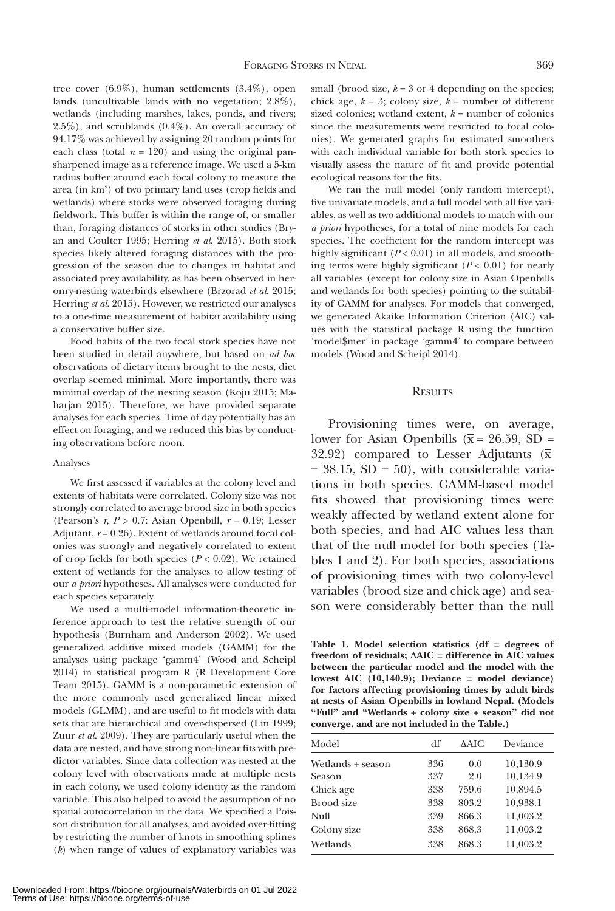tree cover (6.9%), human settlements (3.4%), open lands (uncultivable lands with no vegetation; 2.8%), wetlands (including marshes, lakes, ponds, and rivers; 2.5%), and scrublands (0.4%). An overall accuracy of 94.17% was achieved by assigning 20 random points for each class (total $n = 120$) and using the original pan-sharpened image as a reference image. We used a 5-km radius buffer around each focal colony to measure the area (in km$^2$) of two primary land uses (crop fields and wetlands) where storks were observed foraging during fieldwork. This buffer is within the range of, or smaller than, foraging distances of storks in other studies (Bryan and Coulter 1995; Herring *et al.* 2015). Both stork species likely altered foraging distances with the progression of the season due to changes in habitat and associated prey availability, as has been observed in heronry-nesting waterbirds elsewhere (Brzorad *et al.* 2015; Herring *et al.* 2015). However, we restricted our analyses to a one-time measurement of habitat availability using a conservative buffer size.

Food habits of the two focal stork species have not been studied in detail anywhere, but based on *ad hoc* observations of dietary items brought to the nests, diet overlap seemed minimal. More importantly, there was minimal overlap of the nesting season (Koju 2015; Maharjan 2015). Therefore, we have provided separate analyses for each species. Time of day potentially has an effect on foraging, and we reduced this bias by conducting observations before noon.

### Analyses

We first assessed if variables at the colony level and extents of habitats were correlated. Colony size was not strongly correlated to average brood size in both species (Pearson's $r$, $P > 0.7$: Asian Openbill, $r = 0.19$; Lesser Adjutant, $r = 0.26$). Extent of wetlands around focal colonies was strongly and negatively correlated to extent of crop fields for both species ($P < 0.02$). We retained extent of wetlands for the analyses to allow testing of our *a priori* hypotheses. All analyses were conducted for each species separately.

We used a multi-model information-theoretic inference approach to test the relative strength of our hypothesis (Burnham and Anderson 2002). We used generalized additive mixed models (GAMM) for the analyses using package 'gamm4' (Wood and Scheipl 2014) in statistical program R (R Development Core Team 2015). GAMM is a non-parametric extension of the more commonly used generalized linear mixed models (GLMM), and are useful to fit models with data sets that are hierarchical and over-dispersed (Lin 1999; Zuur *et al.* 2009). They are particularly useful when the data are nested, and have strong non-linear fits with predictor variables. Since data collection was nested at the colony level with observations made at multiple nests in each colony, we used colony identity as the random variable. This also helped to avoid the assumption of no spatial autocorrelation in the data. We specified a Poisson distribution for all analyses, and avoided over-fitting by restricting the number of knots in smoothing splines ($k$) when range of values of explanatory variables was small (brood size, $k = 3$ or 4 depending on the species; chick age, $k = 3$; colony size, $k$ = number of different sized colonies; wetland extent, $k$ = number of colonies since the measurements were restricted to focal colonies). We generated graphs for estimated smoothers with each individual variable for both stork species to visually assess the nature of fit and provide potential ecological reasons for the fits.

We ran the null model (only random intercept), five univariate models, and a full model with all five variables, as well as two additional models to match with our *a priori* hypotheses, for a total of nine models for each species. The coefficient for the random intercept was highly significant ($P < 0.01$) in all models, and smoothing terms were highly significant ($P < 0.01$) for nearly all variables (except for colony size in Asian Openbills and wetlands for both species) pointing to the suitability of GAMM for analyses. For models that converged, we generated Akaike Information Criterion (AIC) values with the statistical package R using the function 'model$mer' in package 'gamm4' to compare between models (Wood and Scheipl 2014).

## Results

Provisioning times were, on average, lower for Asian Openbills ($\bar{x} = 26.59$, SD = 32.92) compared to Lesser Adjutants ($\bar{x} = 38.15$, SD = 50), with considerable variations in both species. GAMM-based model fits showed that provisioning times were weakly affected by wetland extent alone for both species, and had AIC values less than that of the null model for both species (Tables 1 and 2). For both species, associations of provisioning times with two colony-level variables (brood size and chick age) and season were considerably better than the null

**Table 1. Model selection statistics (df = degrees of freedom of residuals; ΔAIC = difference in AIC values between the particular model and the model with the lowest AIC (10,140.9); Deviance = model deviance) for factors affecting provisioning times by adult birds at nests of Asian Openbills in lowland Nepal. (Models "Full" and "Wetlands + colony size + season" did not converge, and are not included in the Table.)**

| Model | df | ΔAIC | Deviance |
|---|---|---|---|
| Wetlands + season | 336 | 0.0 | 10,130.9 |
| Season | 337 | 2.0 | 10,134.9 |
| Chick age | 338 | 759.6 | 10,894.5 |
| Brood size | 338 | 803.2 | 10,938.1 |
| Null | 339 | 866.3 | 11,003.2 |
| Colony size | 338 | 868.3 | 11,003.2 |
| Wetlands | 338 | 868.3 | 11,003.2 |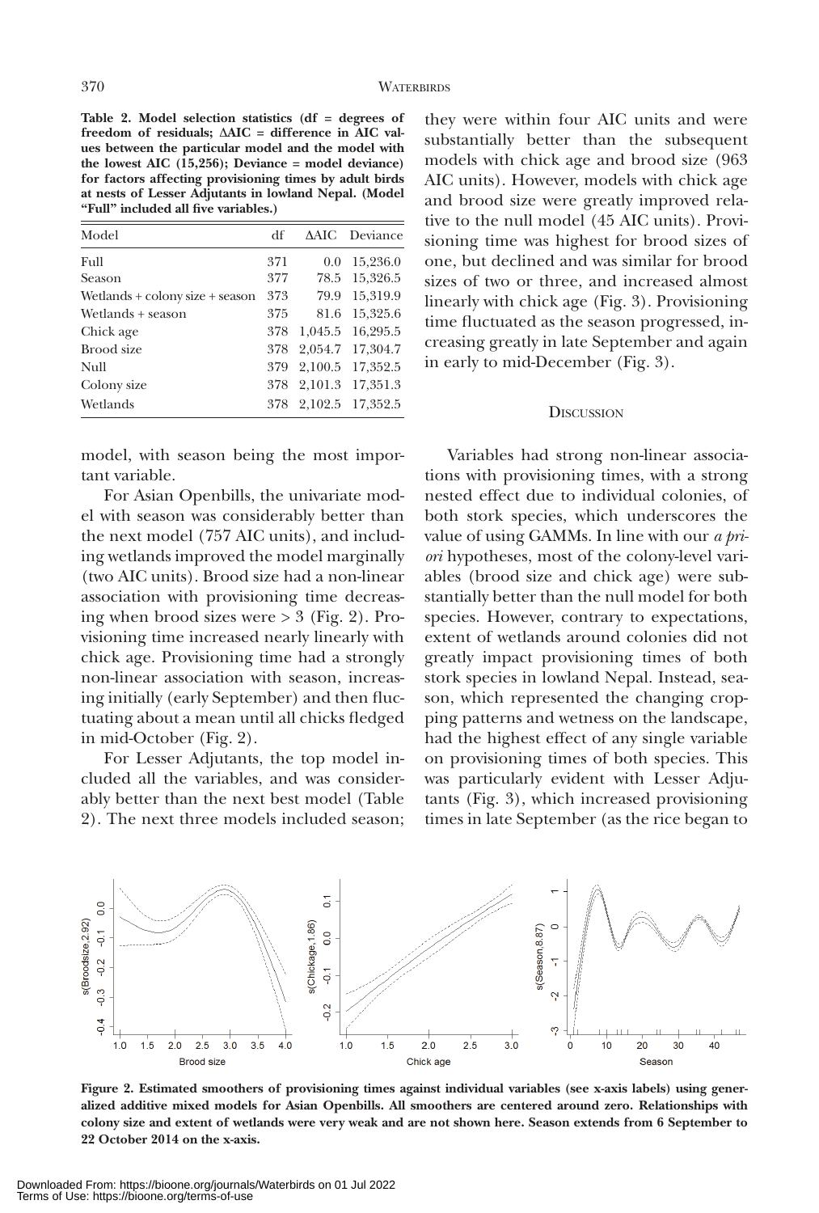**Table 2. Model selection statistics (df = degrees of freedom of residuals; ΔAIC = difference in AIC values between the particular model and the model with the lowest AIC (15,256); Deviance = model deviance) for factors affecting provisioning times by adult birds at nests of Lesser Adjutants in lowland Nepal. (Model "Full" included all five variables.)**

| Model | df | ΔAIC | Deviance |
|---|---|---|---|
| Full | 371 | 0.0 | 15,236.0 |
| Season | 377 | 78.5 | 15,326.5 |
| Wetlands + colony size + season | 373 | 79.9 | 15,319.9 |
| Wetlands + season | 375 | 81.6 | 15,325.6 |
| Chick age | 378 | 1,045.5 | 16,295.5 |
| Brood size | 378 | 2,054.7 | 17,304.7 |
| Null | 379 | 2,100.5 | 17,352.5 |
| Colony size | 378 | 2,101.3 | 17,351.3 |
| Wetlands | 378 | 2,102.5 | 17,352.5 |

model, with season being the most important variable.

For Asian Openbills, the univariate model with season was considerably better than the next model (757 AIC units), and including wetlands improved the model marginally (two AIC units). Brood size had a non-linear association with provisioning time decreasing when brood sizes were > 3 (Fig. 2). Provisioning time increased nearly linearly with chick age. Provisioning time had a strongly non-linear association with season, increasing initially (early September) and then fluctuating about a mean until all chicks fledged in mid-October (Fig. 2).

For Lesser Adjutants, the top model included all the variables, and was considerably better than the next best model (Table 2). The next three models included season; they were within four AIC units and were substantially better than the subsequent models with chick age and brood size (963 AIC units). However, models with chick age and brood size were greatly improved relative to the null model (45 AIC units). Provisioning time was highest for brood sizes of one, but declined and was similar for brood sizes of two or three, and increased almost linearly with chick age (Fig. 3). Provisioning time fluctuated as the season progressed, increasing greatly in late September and again in early to mid-December (Fig. 3).

## Discussion

Variables had strong non-linear associations with provisioning times, with a strong nested effect due to individual colonies, of both stork species, which underscores the value of using GAMMs. In line with our *a priori* hypotheses, most of the colony-level variables (brood size and chick age) were substantially better than the null model for both species. However, contrary to expectations, extent of wetlands around colonies did not greatly impact provisioning times of both stork species in lowland Nepal. Instead, season, which represented the changing cropping patterns and wetness on the landscape, had the highest effect of any single variable on provisioning times of both species. This was particularly evident with Lesser Adjutants (Fig. 3), which increased provisioning times in late September (as the rice began to

**Figure 2. Estimated smoothers of provisioning times against individual variables (see x-axis labels) using generalized additive mixed models for Asian Openbills. All smoothers are centered around zero. Relationships with colony size and extent of wetlands were very weak and are not shown here. Season extends from 6 September to 22 October 2014 on the x-axis.**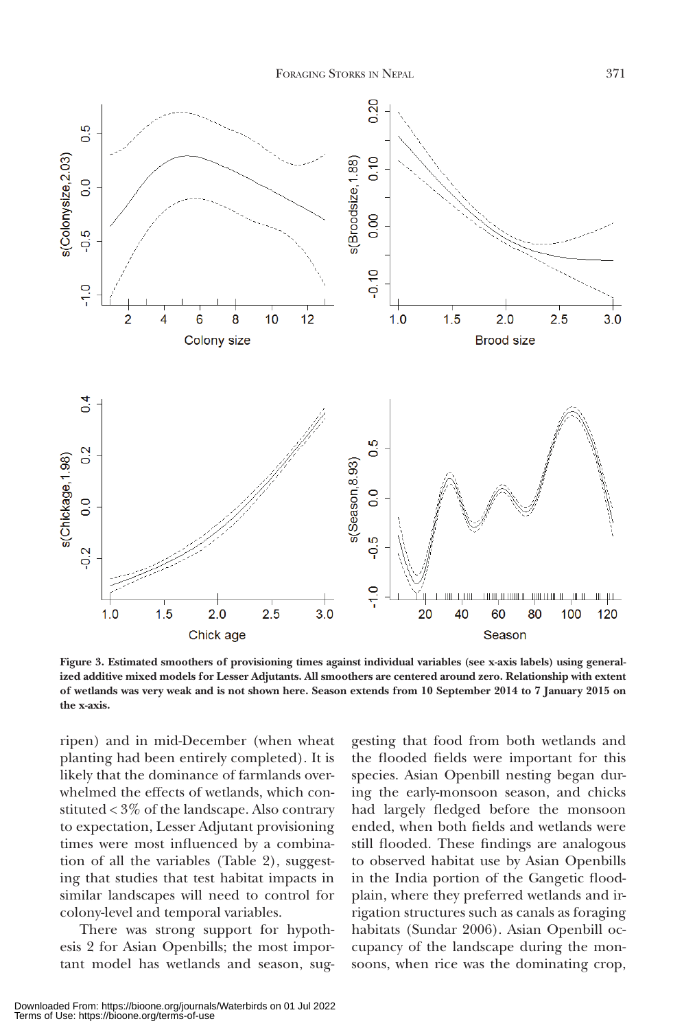**Figure 3. Estimated smoothers of provisioning times against individual variables (see x-axis labels) using generalized additive mixed models for Lesser Adjutants. All smoothers are centered around zero. Relationship with extent of wetlands was very weak and is not shown here. Season extends from 10 September 2014 to 7 January 2015 on the x-axis.**

ripen) and in mid-December (when wheat planting had been entirely completed). It is likely that the dominance of farmlands overwhelmed the effects of wetlands, which constituted < 3% of the landscape. Also contrary to expectation, Lesser Adjutant provisioning times were most influenced by a combination of all the variables (Table 2), suggesting that studies that test habitat impacts in similar landscapes will need to control for colony-level and temporal variables.

There was strong support for hypothesis 2 for Asian Openbills; the most important model has wetlands and season, suggesting that food from both wetlands and the flooded fields were important for this species. Asian Openbill nesting began during the early-monsoon season, and chicks had largely fledged before the monsoon ended, when both fields and wetlands were still flooded. These findings are analogous to observed habitat use by Asian Openbills in the India portion of the Gangetic floodplain, where they preferred wetlands and irrigation structures such as canals as foraging habitats (Sundar 2006). Asian Openbill occupancy of the landscape during the monsoons, when rice was the dominating crop,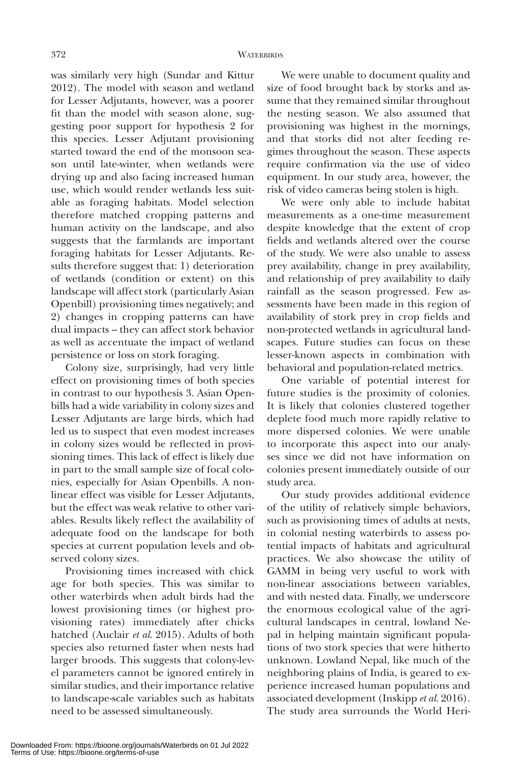was similarly very high (Sundar and Kittur 2012). The model with season and wetland for Lesser Adjutants, however, was a poorer fit than the model with season alone, suggesting poor support for hypothesis 2 for this species. Lesser Adjutant provisioning started toward the end of the monsoon season until late-winter, when wetlands were drying up and also facing increased human use, which would render wetlands less suitable as foraging habitats. Model selection therefore matched cropping patterns and human activity on the landscape, and also suggests that the farmlands are important foraging habitats for Lesser Adjutants. Results therefore suggest that: 1) deterioration of wetlands (condition or extent) on this landscape will affect stork (particularly Asian Openbill) provisioning times negatively; and 2) changes in cropping patterns can have dual impacts – they can affect stork behavior as well as accentuate the impact of wetland persistence or loss on stork foraging.

Colony size, surprisingly, had very little effect on provisioning times of both species in contrast to our hypothesis 3. Asian Openbills had a wide variability in colony sizes and Lesser Adjutants are large birds, which had led us to suspect that even modest increases in colony sizes would be reflected in provisioning times. This lack of effect is likely due in part to the small sample size of focal colonies, especially for Asian Openbills. A nonlinear effect was visible for Lesser Adjutants, but the effect was weak relative to other variables. Results likely reflect the availability of adequate food on the landscape for both species at current population levels and observed colony sizes.

Provisioning times increased with chick age for both species. This was similar to other waterbirds when adult birds had the lowest provisioning times (or highest provisioning rates) immediately after chicks hatched (Auclair *et al.* 2015). Adults of both species also returned faster when nests had larger broods. This suggests that colony-level parameters cannot be ignored entirely in similar studies, and their importance relative to landscape-scale variables such as habitats need to be assessed simultaneously.

We were unable to document quality and size of food brought back by storks and assume that they remained similar throughout the nesting season. We also assumed that provisioning was highest in the mornings, and that storks did not alter feeding regimes throughout the season. These aspects require confirmation via the use of video equipment. In our study area, however, the risk of video cameras being stolen is high.

We were only able to include habitat measurements as a one-time measurement despite knowledge that the extent of crop fields and wetlands altered over the course of the study. We were also unable to assess prey availability, change in prey availability, and relationship of prey availability to daily rainfall as the season progressed. Few assessments have been made in this region of availability of stork prey in crop fields and non-protected wetlands in agricultural landscapes. Future studies can focus on these lesser-known aspects in combination with behavioral and population-related metrics.

One variable of potential interest for future studies is the proximity of colonies. It is likely that colonies clustered together deplete food much more rapidly relative to more dispersed colonies. We were unable to incorporate this aspect into our analyses since we did not have information on colonies present immediately outside of our study area.

Our study provides additional evidence of the utility of relatively simple behaviors, such as provisioning times of adults at nests, in colonial nesting waterbirds to assess potential impacts of habitats and agricultural practices. We also showcase the utility of GAMM in being very useful to work with non-linear associations between variables, and with nested data. Finally, we underscore the enormous ecological value of the agricultural landscapes in central, lowland Nepal in helping maintain significant populations of two stork species that were hitherto unknown. Lowland Nepal, like much of the neighboring plains of India, is geared to experience increased human populations and associated development (Inskipp *et al.* 2016). The study area surrounds the World Heri-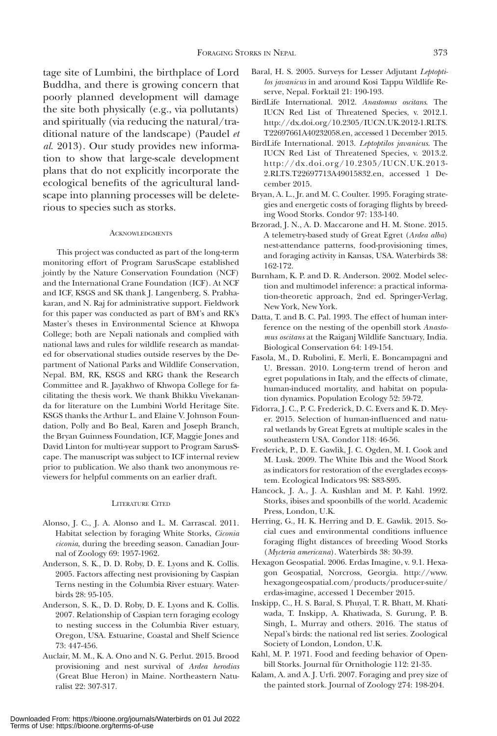tage site of Lumbini, the birthplace of Lord Buddha, and there is growing concern that poorly planned development will damage the site both physically (e.g., via pollutants) and spiritually (via reducing the natural/traditional nature of the landscape) (Paudel *et al.* 2013). Our study provides new information to show that large-scale development plans that do not explicitly incorporate the ecological benefits of the agricultural landscape into planning processes will be deleterious to species such as storks.

## Acknowledgments

This project was conducted as part of the long-term monitoring effort of Program SarusScape established jointly by the Nature Conservation Foundation (NCF) and the International Crane Foundation (ICF). At NCF and ICF, KSGS and SK thank J. Langenberg, S. Prabhakaran, and N. Raj for administrative support. Fieldwork for this paper was conducted as part of BM's and RK's Master's theses in Environmental Science at Khwopa College; both are Nepali nationals and complied with national laws and rules for wildlife research as mandated for observational studies outside reserves by the Department of National Parks and Wildlife Conservation, Nepal. BM, RK, KSGS and KRG thank the Research Committee and R. Jayakhwo of Khwopa College for facilitating the thesis work. We thank Bhikku Vivekananda for literature on the Lumbini World Heritage Site. KSGS thanks the Arthur L. and Elaine V. Johnson Foundation, Polly and Bo Beal, Karen and Joseph Branch, the Bryan Guinness Foundation, ICF, Maggie Jones and David Linton for multi-year support to Program SarusScape. The manuscript was subject to ICF internal review prior to publication. We also thank two anonymous reviewers for helpful comments on an earlier draft.

## Literature Cited

Alonso, J. C., J. A. Alonso and L. M. Carrascal. 2011. Habitat selection by foraging White Storks, *Ciconia ciconia*, during the breeding season. Canadian Journal of Zoology 69: 1957-1962.

Anderson, S. K., D. D. Roby, D. E. Lyons and K. Collis. 2005. Factors affecting nest provisioning by Caspian Terns nesting in the Columbia River estuary. Waterbirds 28: 95-105.

Anderson, S. K., D. D. Roby, D. E. Lyons and K. Collis. 2007. Relationship of Caspian tern foraging ecology to nesting success in the Columbia River estuary, Oregon, USA. Estuarine, Coastal and Shelf Science 73: 447-456.

Auclair, M. M., K. A. Ono and N. G. Perlut. 2015. Brood provisioning and nest survival of *Ardea herodias* (Great Blue Heron) in Maine. Northeastern Naturalist 22: 307-317.

Baral, H. S. 2005. Surveys for Lesser Adjutant *Leptoptilos javanicus* in and around Kosi Tappu Wildlife Reserve, Nepal. Forktail 21: 190-193.

BirdLife International. 2012. *Anastomus oscitans*. The IUCN Red List of Threatened Species, v. 2012.1. http://dx.doi.org/10.2305/IUCN.UK.2012-1.RLTS.T22697661A40232058.en, accessed 1 December 2015.

BirdLife International. 2013. *Leptoptilos javanicus*. The IUCN Red List of Threatened Species, v. 2013.2. http://dx.doi.org/10.2305/IUCN.UK.2013-2.RLTS.T22697713A49015832.en, accessed 1 December 2015.

Bryan, A. L., Jr. and M. C. Coulter. 1995. Foraging strategies and energetic costs of foraging flights by breeding Wood Storks. Condor 97: 133-140.

Brzorad, J. N., A. D. Maccarone and H. M. Stone. 2015. A telemetry-based study of Great Egret (*Ardea alba*) nest-attendance patterns, food-provisioning times, and foraging activity in Kansas, USA. Waterbirds 38: 162-172.

Burnham, K. P. and D. R. Anderson. 2002. Model selection and multimodel inference: a practical information-theoretic approach, 2nd ed. Springer-Verlag, New York, New York.

Datta, T. and B. C. Pal. 1993. The effect of human interference on the nesting of the openbill stork *Anastomus oscitans* at the Raiganj Wildlife Sanctuary, India. Biological Conservation 64: 149-154.

Fasola, M., D. Rubolini, E. Merli, E. Boncampagni and U. Bressan. 2010. Long-term trend of heron and egret populations in Italy, and the effects of climate, human-induced mortality, and habitat on population dynamics. Population Ecology 52: 59-72.

Fidorra, J. C., P. C. Frederick, D. C. Evers and K. D. Meyer. 2015. Selection of human-influenced and natural wetlands by Great Egrets at multiple scales in the southeastern USA. Condor 118: 46-56.

Frederick, P., D. E. Gawlik, J. C. Ogden, M. I. Cook and M. Lusk. 2009. The White Ibis and the Wood Stork as indicators for restoration of the everglades ecosystem. Ecological Indicators 9S: S83-S95.

Hancock, J. A., J. A. Kushlan and M. P. Kahl. 1992. Storks, ibises and spoonbills of the world. Academic Press, London, U.K.

Herring, G., H. K. Herring and D. E. Gawlik. 2015. Social cues and environmental conditions influence foraging flight distances of breeding Wood Storks (*Mycteria americana*). Waterbirds 38: 30-39.

Hexagon Geospatial. 2006. Erdas Imagine, v. 9.1. Hexagon Geospatial, Norcross, Georgia. http://www.hexagongeospatial.com/products/producer-suite/erdas-imagine, accessed 1 December 2015.

Inskipp, C., H. S. Baral, S. Phuyal, T. R. Bhatt, M. Khatiwada, T. Inskipp, A. Khatiwada, S. Gurung, P. B. Singh, L. Murray and others. 2016. The status of Nepal's birds: the national red list series. Zoological Society of London, London, U.K.

Kahl, M. P. 1971. Food and feeding behavior of Openbill Storks. Journal für Ornithologie 112: 21-35.

Kalam, A. and A. J. Urfi. 2007. Foraging and prey size of the painted stork. Journal of Zoology 274: 198-204.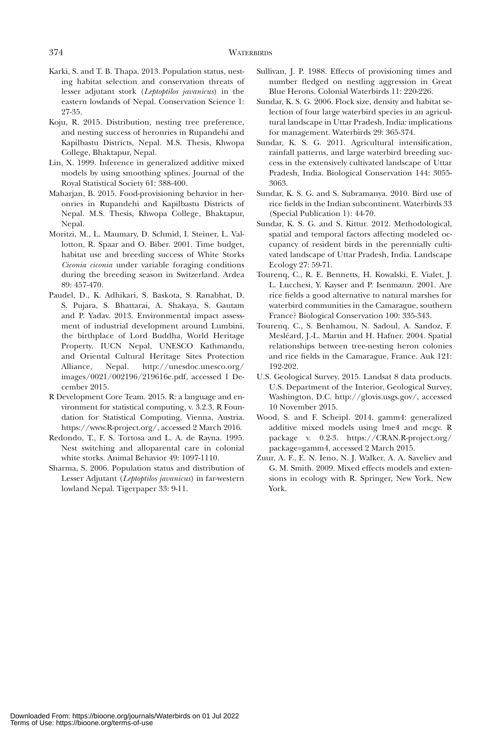Karki, S. and T. B. Thapa. 2013. Population status, nesting habitat selection and conservation threats of lesser adjutant stork (*Leptoptilos javanicus*) in the eastern lowlands of Nepal. Conservation Science 1: 27-35.

Koju, R. 2015. Distribution, nesting tree preference, and nesting success of heronries in Rupandehi and Kapilbastu Districts, Nepal. M.S. Thesis, Khwopa College, Bhaktapur, Nepal.

Lin, X. 1999. Inference in generalized additive mixed models by using smoothing splines. Journal of the Royal Statistical Society 61: 388-400.

Maharjan, B. 2015. Food-provisioning behavior in heronries in Rupandehi and Kapilbastu Districts of Nepal. M.S. Thesis, Khwopa College, Bhaktapur, Nepal.

Moritzi, M., L. Maumary, D. Schmid, I. Steiner, L. Vallotton, R. Spaar and O. Biber. 2001. Time budget, habitat use and breeding success of White Storks *Ciconia ciconia* under variable foraging conditions during the breeding season in Switzerland. Ardea 89: 457-470.

Paudel, D., K. Adhikari, S. Baskota, S. Ranabhat, D. S. Pujara, S. Bhattarai, A. Shakaya, S. Gautam and P. Yadav. 2013. Environmental impact assessment of industrial development around Lumbini, the birthplace of Lord Buddha, World Heritage Property. IUCN Nepal, UNESCO Kathmandu, and Oriental Cultural Heritage Sites Protection Alliance, Nepal. http://unesdoc.unesco.org/images/0021/002196/219616e.pdf, accessed 1 December 2015.

R Development Core Team. 2015. R: a language and environment for statistical computing, v. 3.2.3. R Foundation for Statistical Computing, Vienna, Austria. https://www.R-project.org/, accessed 2 March 2016.

Redondo, T., F. S. Tortosa and L. A. de Rayna. 1995. Nest switching and alloparental care in colonial white storks. Animal Behavior 49: 1097-1110.

Sharma, S. 2006. Population status and distribution of Lesser Adjutant (*Leptoptilos javanicus*) in far-western lowland Nepal. Tigerpaper 33: 9-11.

Sullivan, J. P. 1988. Effects of provisioning times and number fledged on nestling aggression in Great Blue Herons. Colonial Waterbirds 11: 220-226.

Sundar, K. S. G. 2006. Flock size, density and habitat selection of four large waterbird species in an agricultural landscape in Uttar Pradesh, India: implications for management. Waterbirds 29: 365-374.

Sundar, K. S. G. 2011. Agricultural intensification, rainfall patterns, and large waterbird breeding success in the extensively cultivated landscape of Uttar Pradesh, India. Biological Conservation 144: 3055-3063.

Sundar, K. S. G. and S. Subramanya. 2010. Bird use of rice fields in the Indian subcontinent. Waterbirds 33 (Special Publication 1): 44-70.

Sundar, K. S. G. and S. Kittur. 2012. Methodological, spatial and temporal factors affecting modeled occupancy of resident birds in the perennially cultivated landscape of Uttar Pradesh, India. Landscape Ecology 27: 59-71.

Tourenq, C., R. E. Bennetts, H. Kowalski, E. Vialet, J. L. Lucchesi, Y. Kayser and P. Isenmann. 2001. Are rice fields a good alternative to natural marshes for waterbird communities in the Camarague, southern France? Biological Conservation 100: 335-343.

Tourenq, C., S. Benhamou, N. Sadoul, A. Sandoz, F. Mesléard, J.-L. Martin and H. Hafner. 2004. Spatial relationships between tree-nesting heron colonies and rice fields in the Camarague, France. Auk 121: 192-202.

U.S. Geological Survey. 2015. Landsat 8 data products. U.S. Department of the Interior, Geological Survey, Washington, D.C. http://glovis.usgs.gov/, accessed 10 November 2015.

Wood, S. and F. Scheipl. 2014. gamm4: generalized additive mixed models using lme4 and mcgv. R package v. 0.2-3. https://CRAN.R-project.org/package=gamm4, accessed 2 March 2015.

Zuur, A. F., E. N. Ieno, N. J. Walker, A. A. Saveliev and G. M. Smith. 2009. Mixed effects models and extensions in ecology with R. Springer, New York, New York.